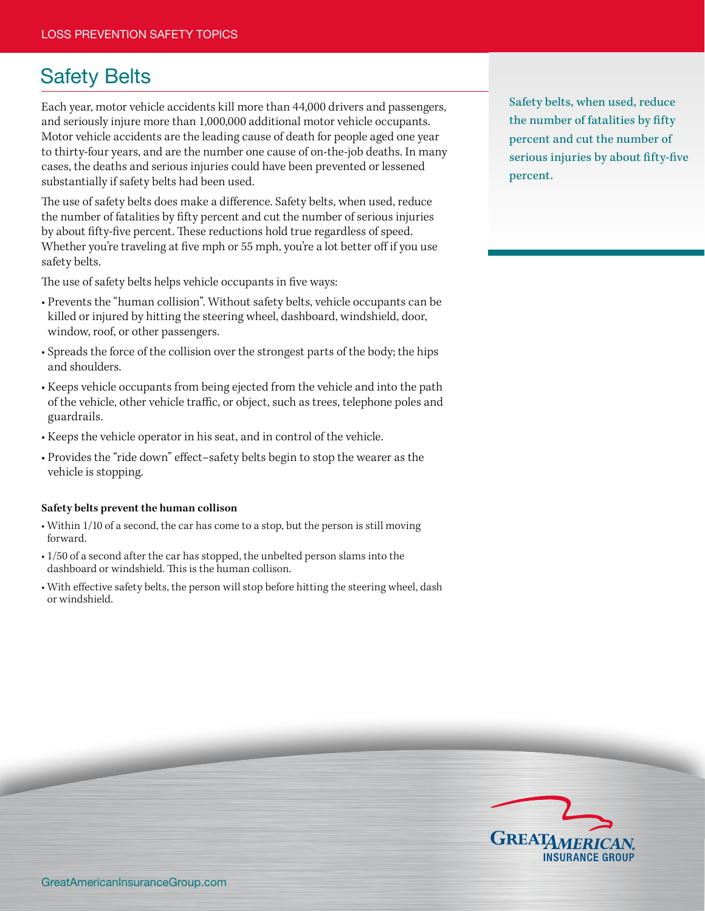LOSS PREVENTION SAFETY TOPICS

# Safety Belts

Each year, motor vehicle accidents kill more than 44,000 drivers and passengers, and seriously injure more than 1,000,000 additional motor vehicle occupants. Motor vehicle accidents are the leading cause of death for people aged one year to thirty-four years, and are the number one cause of on-the-job deaths. In many cases, the deaths and serious injuries could have been prevented or lessened substantially if safety belts had been used.

The use of safety belts does make a difference. Safety belts, when used, reduce the number of fatalities by fifty percent and cut the number of serious injuries by about fifty-five percent. These reductions hold true regardless of speed. Whether you're traveling at five mph or 55 mph, you're a lot better off if you use safety belts.

The use of safety belts helps vehicle occupants in five ways:

- Prevents the "human collision". Without safety belts, vehicle occupants can be killed or injured by hitting the steering wheel, dashboard, windshield, door, window, roof, or other passengers.
- Spreads the force of the collision over the strongest parts of the body; the hips and shoulders.
- Keeps vehicle occupants from being ejected from the vehicle and into the path of the vehicle, other vehicle traffic, or object, such as trees, telephone poles and guardrails.
- Keeps the vehicle operator in his seat, and in control of the vehicle.
- Provides the "ride down" effect–safety belts begin to stop the wearer as the vehicle is stopping.

Safety belts, when used, reduce the number of fatalities by fifty percent and cut the number of serious injuries by about fifty-five percent.

**Safety belts prevent the human collison**

- Within 1/10 of a second, the car has come to a stop, but the person is still moving forward.
- 1/50 of a second after the car has stopped, the unbelted person slams into the dashboard or windshield. This is the human collison.
- With effective safety belts, the person will stop before hitting the steering wheel, dash or windshield.

GreatAmericanInsuranceGroup.com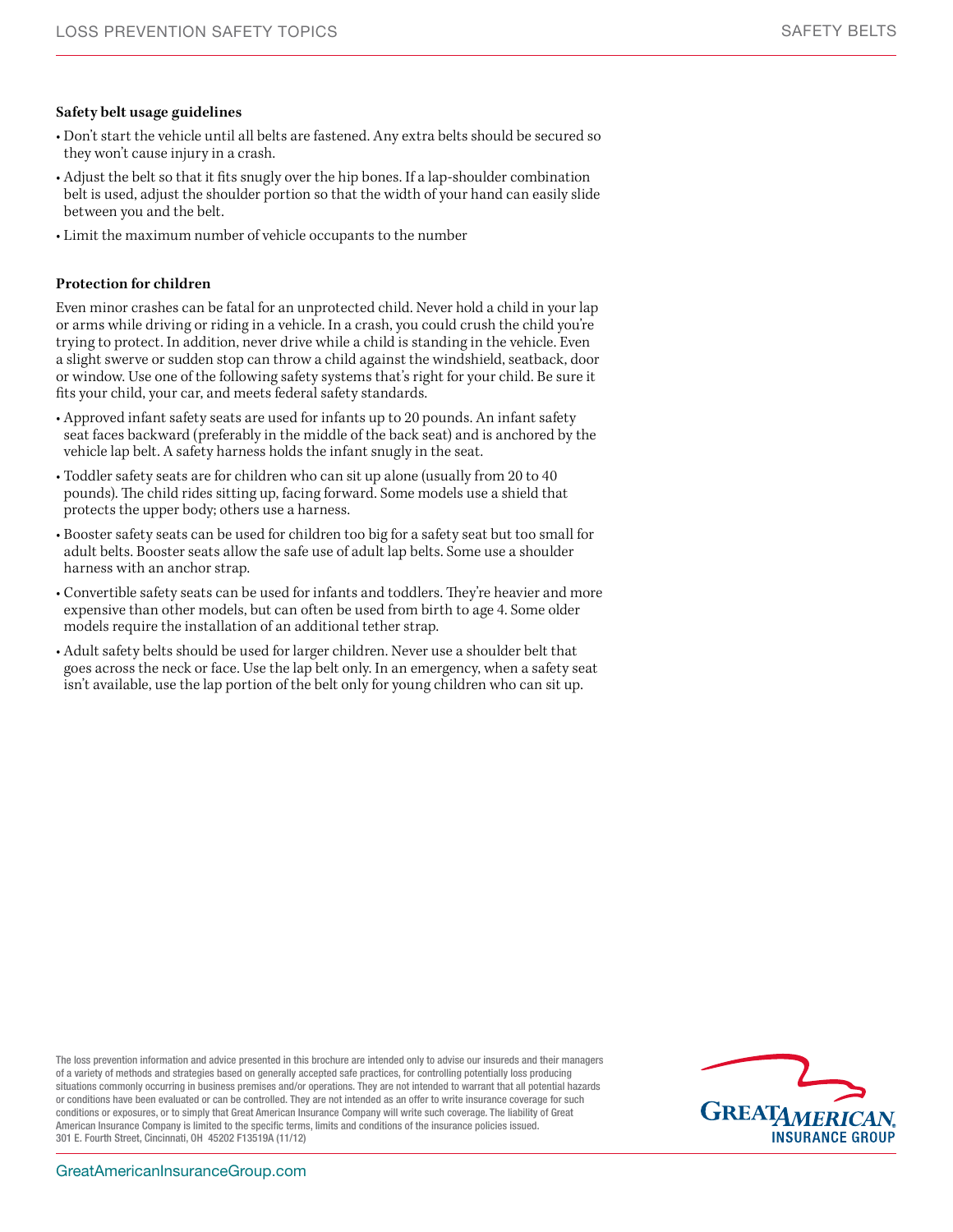**Safety belt usage guidelines**

- Don't start the vehicle until all belts are fastened. Any extra belts should be secured so they won't cause injury in a crash.
- Adjust the belt so that it fits snugly over the hip bones. If a lap-shoulder combination belt is used, adjust the shoulder portion so that the width of your hand can easily slide between you and the belt.
- Limit the maximum number of vehicle occupants to the number

**Protection for children**

Even minor crashes can be fatal for an unprotected child. Never hold a child in your lap or arms while driving or riding in a vehicle. In a crash, you could crush the child you're trying to protect. In addition, never drive while a child is standing in the vehicle. Even a slight swerve or sudden stop can throw a child against the windshield, seatback, door or window. Use one of the following safety systems that's right for your child. Be sure it fits your child, your car, and meets federal safety standards.

- Approved infant safety seats are used for infants up to 20 pounds. An infant safety seat faces backward (preferably in the middle of the back seat) and is anchored by the vehicle lap belt. A safety harness holds the infant snugly in the seat.
- Toddler safety seats are for children who can sit up alone (usually from 20 to 40 pounds). The child rides sitting up, facing forward. Some models use a shield that protects the upper body; others use a harness.
- Booster safety seats can be used for children too big for a safety seat but too small for adult belts. Booster seats allow the safe use of adult lap belts. Some use a shoulder harness with an anchor strap.
- Convertible safety seats can be used for infants and toddlers. They're heavier and more expensive than other models, but can often be used from birth to age 4. Some older models require the installation of an additional tether strap.
- Adult safety belts should be used for larger children. Never use a shoulder belt that goes across the neck or face. Use the lap belt only. In an emergency, when a safety seat isn't available, use the lap portion of the belt only for young children who can sit up.

The loss prevention information and advice presented in this brochure are intended only to advise our insureds and their managers of a variety of methods and strategies based on generally accepted safe practices, for controlling potentially loss producing situations commonly occurring in business premises and/or operations. They are not intended to warrant that all potential hazards or conditions have been evaluated or can be controlled. They are not intended as an offer to write insurance coverage for such conditions or exposures, or to simply that Great American Insurance Company will write such coverage. The liability of Great American Insurance Company is limited to the specific terms, limits and conditions of the insurance policies issued.
301 E. Fourth Street, Cincinnati, OH 45202 F13519A (11/12)

GREAT AMERICAN INSURANCE GROUP

GreatAmericanInsuranceGroup.com